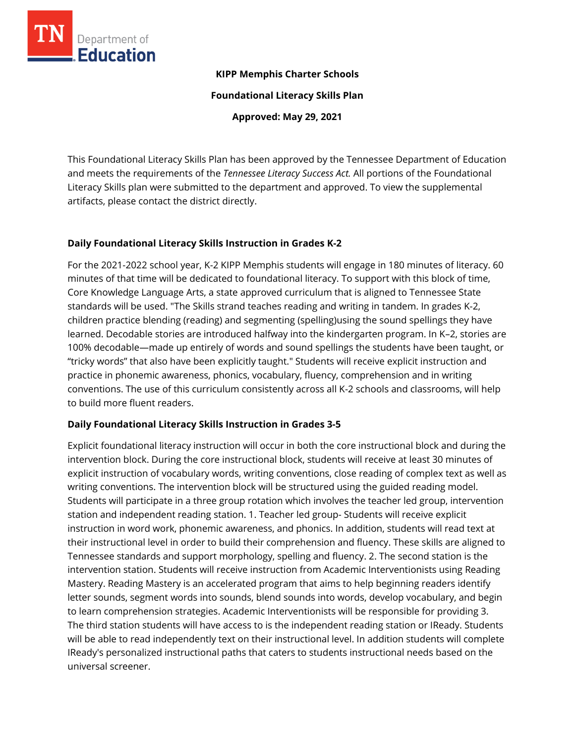**KIPP Memphis Charter Schools**

**Foundational Literacy Skills Plan**

**Approved: May 29, 2021**

This Foundational Literacy Skills Plan has been approved by the Tennessee Department of Education and meets the requirements of the *Tennessee Literacy Success Act.* All portions of the Foundational Literacy Skills plan were submitted to the department and approved. To view the supplemental artifacts, please contact the district directly.

## Daily Foundational Literacy Skills Instruction in Grades K-2

For the 2021-2022 school year, K-2 KIPP Memphis students will engage in 180 minutes of literacy. 60 minutes of that time will be dedicated to foundational literacy. To support with this block of time, Core Knowledge Language Arts, a state approved curriculum that is aligned to Tennessee State standards will be used. "The Skills strand teaches reading and writing in tandem. In grades K-2, children practice blending (reading) and segmenting (spelling)using the sound spellings they have learned. Decodable stories are introduced halfway into the kindergarten program. In K–2, stories are 100% decodable—made up entirely of words and sound spellings the students have been taught, or "tricky words" that also have been explicitly taught." Students will receive explicit instruction and practice in phonemic awareness, phonics, vocabulary, fluency, comprehension and in writing conventions. The use of this curriculum consistently across all K-2 schools and classrooms, will help to build more fluent readers.

## Daily Foundational Literacy Skills Instruction in Grades 3-5

Explicit foundational literacy instruction will occur in both the core instructional block and during the intervention block. During the core instructional block, students will receive at least 30 minutes of explicit instruction of vocabulary words, writing conventions, close reading of complex text as well as writing conventions. The intervention block will be structured using the guided reading model. Students will participate in a three group rotation which involves the teacher led group, intervention station and independent reading station. 1. Teacher led group- Students will receive explicit instruction in word work, phonemic awareness, and phonics. In addition, students will read text at their instructional level in order to build their comprehension and fluency. These skills are aligned to Tennessee standards and support morphology, spelling and fluency. 2. The second station is the intervention station. Students will receive instruction from Academic Interventionists using Reading Mastery. Reading Mastery is an accelerated program that aims to help beginning readers identify letter sounds, segment words into sounds, blend sounds into words, develop vocabulary, and begin to learn comprehension strategies. Academic Interventionists will be responsible for providing 3. The third station students will have access to is the independent reading station or IReady. Students will be able to read independently text on their instructional level. In addition students will complete IReady's personalized instructional paths that caters to students instructional needs based on the universal screener.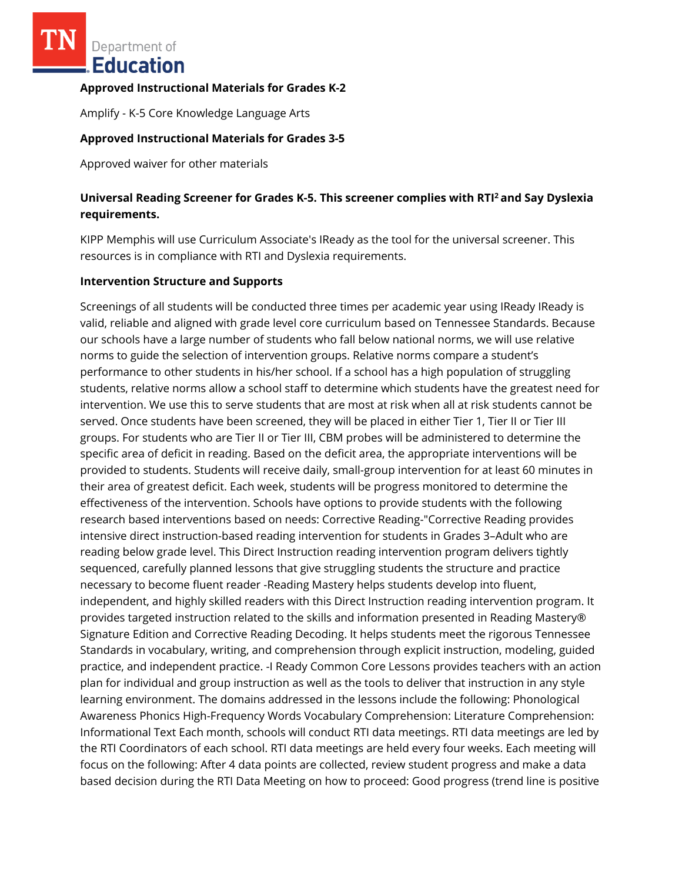**Approved Instructional Materials for Grades K-2**

Amplify - K-5 Core Knowledge Language Arts

**Approved Instructional Materials for Grades 3-5**

Approved waiver for other materials

**Universal Reading Screener for Grades K-5. This screener complies with RTI[2] and Say Dyslexia requirements.**

KIPP Memphis will use Curriculum Associate's IReady as the tool for the universal screener. This resources is in compliance with RTI and Dyslexia requirements.

**Intervention Structure and Supports**

Screenings of all students will be conducted three times per academic year using IReady IReady is valid, reliable and aligned with grade level core curriculum based on Tennessee Standards. Because our schools have a large number of students who fall below national norms, we will use relative norms to guide the selection of intervention groups. Relative norms compare a student's performance to other students in his/her school. If a school has a high population of struggling students, relative norms allow a school staff to determine which students have the greatest need for intervention. We use this to serve students that are most at risk when all at risk students cannot be served. Once students have been screened, they will be placed in either Tier 1, Tier II or Tier III groups. For students who are Tier II or Tier III, CBM probes will be administered to determine the specific area of deficit in reading. Based on the deficit area, the appropriate interventions will be provided to students. Students will receive daily, small-group intervention for at least 60 minutes in their area of greatest deficit. Each week, students will be progress monitored to determine the effectiveness of the intervention. Schools have options to provide students with the following research based interventions based on needs: Corrective Reading-"Corrective Reading provides intensive direct instruction-based reading intervention for students in Grades 3–Adult who are reading below grade level. This Direct Instruction reading intervention program delivers tightly sequenced, carefully planned lessons that give struggling students the structure and practice necessary to become fluent reader -Reading Mastery helps students develop into fluent, independent, and highly skilled readers with this Direct Instruction reading intervention program. It provides targeted instruction related to the skills and information presented in Reading Mastery® Signature Edition and Corrective Reading Decoding. It helps students meet the rigorous Tennessee Standards in vocabulary, writing, and comprehension through explicit instruction, modeling, guided practice, and independent practice. -I Ready Common Core Lessons provides teachers with an action plan for individual and group instruction as well as the tools to deliver that instruction in any style learning environment. The domains addressed in the lessons include the following: Phonological Awareness Phonics High-Frequency Words Vocabulary Comprehension: Literature Comprehension: Informational Text Each month, schools will conduct RTI data meetings. RTI data meetings are led by the RTI Coordinators of each school. RTI data meetings are held every four weeks. Each meeting will focus on the following: After 4 data points are collected, review student progress and make a data based decision during the RTI Data Meeting on how to proceed: Good progress (trend line is positive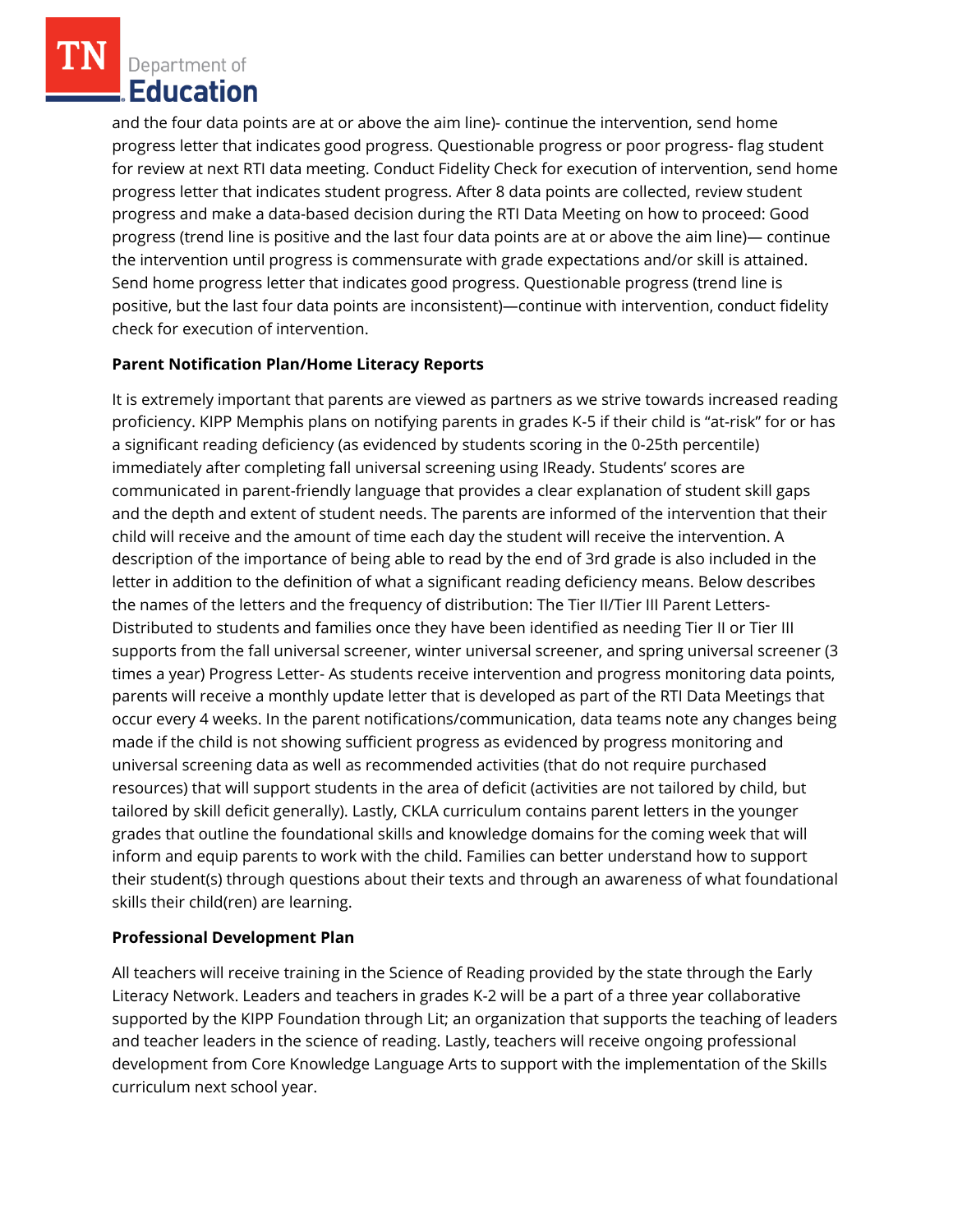and the four data points are at or above the aim line)- continue the intervention, send home progress letter that indicates good progress. Questionable progress or poor progress- flag student for review at next RTI data meeting. Conduct Fidelity Check for execution of intervention, send home progress letter that indicates student progress. After 8 data points are collected, review student progress and make a data-based decision during the RTI Data Meeting on how to proceed: Good progress (trend line is positive and the last four data points are at or above the aim line)— continue the intervention until progress is commensurate with grade expectations and/or skill is attained. Send home progress letter that indicates good progress. Questionable progress (trend line is positive, but the last four data points are inconsistent)—continue with intervention, conduct fidelity check for execution of intervention.

**Parent Notification Plan/Home Literacy Reports**

It is extremely important that parents are viewed as partners as we strive towards increased reading proficiency. KIPP Memphis plans on notifying parents in grades K-5 if their child is "at-risk" for or has a significant reading deficiency (as evidenced by students scoring in the 0-25th percentile) immediately after completing fall universal screening using IReady. Students' scores are communicated in parent-friendly language that provides a clear explanation of student skill gaps and the depth and extent of student needs. The parents are informed of the intervention that their child will receive and the amount of time each day the student will receive the intervention. A description of the importance of being able to read by the end of 3rd grade is also included in the letter in addition to the definition of what a significant reading deficiency means. Below describes the names of the letters and the frequency of distribution: The Tier II/Tier III Parent Letters- Distributed to students and families once they have been identified as needing Tier II or Tier III supports from the fall universal screener, winter universal screener, and spring universal screener (3 times a year) Progress Letter- As students receive intervention and progress monitoring data points, parents will receive a monthly update letter that is developed as part of the RTI Data Meetings that occur every 4 weeks. In the parent notifications/communication, data teams note any changes being made if the child is not showing sufficient progress as evidenced by progress monitoring and universal screening data as well as recommended activities (that do not require purchased resources) that will support students in the area of deficit (activities are not tailored by child, but tailored by skill deficit generally). Lastly, CKLA curriculum contains parent letters in the younger grades that outline the foundational skills and knowledge domains for the coming week that will inform and equip parents to work with the child. Families can better understand how to support their student(s) through questions about their texts and through an awareness of what foundational skills their child(ren) are learning.

**Professional Development Plan**

All teachers will receive training in the Science of Reading provided by the state through the Early Literacy Network. Leaders and teachers in grades K-2 will be a part of a three year collaborative supported by the KIPP Foundation through Lit; an organization that supports the teaching of leaders and teacher leaders in the science of reading. Lastly, teachers will receive ongoing professional development from Core Knowledge Language Arts to support with the implementation of the Skills curriculum next school year.